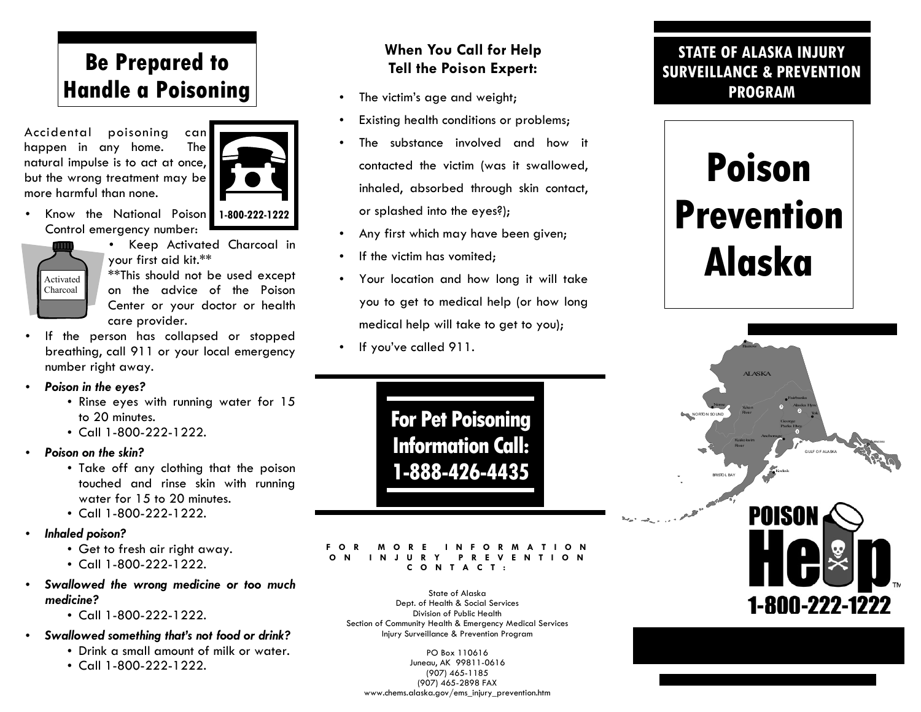# Be Prepared to Handle a Poisoning

Accidental poisoning can happen in any home. The natural impulse is to act at once, but the wrong treatment may be more harmful than none.

1-800-222-1222

- Know the National Poison Control emergency number:

Activated Charcoal

- Keep Activated Charcoal in your first aid kit.**

**This should not be used except on the advice of the Poison Center or your doctor or health care provider.

- If the person has collapsed or stopped breathing, call 911 or your local emergency number right away.
- ***Poison in the eyes?***
  - Rinse eyes with running water for 15 to 20 minutes.
  - Call 1-800-222-1222.
- ***Poison on the skin?***
  - Take off any clothing that the poison touched and rinse skin with running water for 15 to 20 minutes.
  - Call 1-800-222-1222.
- ***Inhaled poison?***
  - Get to fresh air right away.
  - Call 1-800-222-1222.
- ***Swallowed the wrong medicine or too much medicine?***
  - Call 1-800-222-1222.
- ***Swallowed something that's not food or drink?***
  - Drink a small amount of milk or water.
  - Call 1-800-222-1222.

## When You Call for Help Tell the Poison Expert:

- The victim's age and weight;
- Existing health conditions or problems;
- The substance involved and how it contacted the victim (was it swallowed, inhaled, absorbed through skin contact, or splashed into the eyes?);
- Any first which may have been given;
- If the victim has vomited;
- Your location and how long it will take you to get to medical help (or how long medical help will take to get to you);
- If you've called 911.

## For Pet Poisoning Information Call: 1-888-426-4435

FOR MORE INFORMATION ON INJURY PREVENTION CONTACT:

State of Alaska
Dept. of Health & Social Services
Division of Public Health
Section of Community Health & Emergency Medical Services
Injury Surveillance & Prevention Program

PO Box 110616
Juneau, AK 99811-0616
(907) 465-1185
(907) 465-2898 FAX
www.chems.alaska.gov/ems_injury_prevention.htm

## STATE OF ALASKA INJURY SURVEILLANCE & PREVENTION PROGRAM

# Poison Prevention Alaska

Barrow, ALASKA, Fairbanks, Nome, Yukon River, Alaska Hwy, Tok, NORTON SOUND, George Parks Hwy, Anchorage, Kuskokwim River, Juneau, GULF OF ALASKA, BRISTOL BAY, Kodiak

POISON Help™ 1-800-222-1222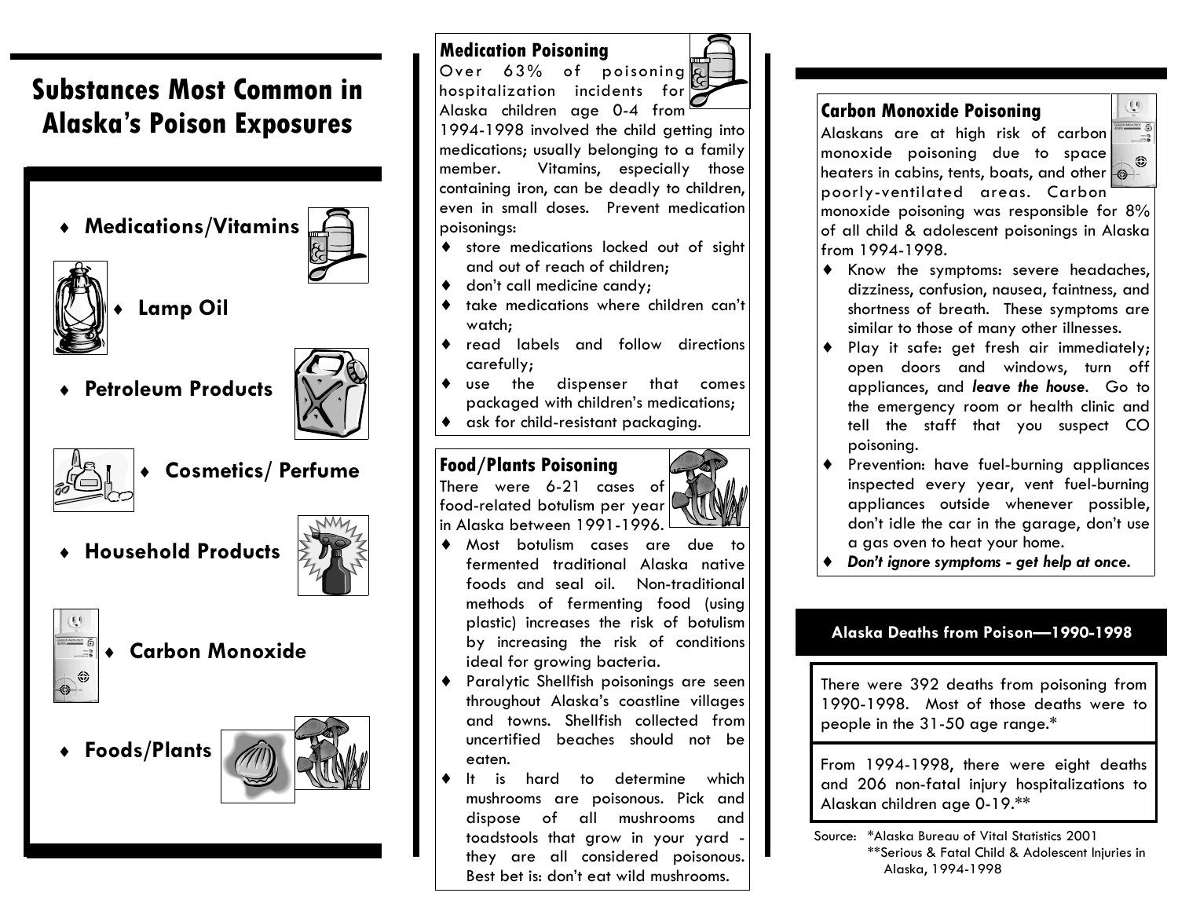## Substances Most Common in Alaska's Poison Exposures

- **Medications/Vitamins**
- **Lamp Oil**
- **Petroleum Products**
- **Cosmetics/ Perfume**
- **Household Products**
- **Carbon Monoxide**
- **Foods/Plants**

### Medication Poisoning

Over 63% of poisoning hospitalization incidents for Alaska children age 0-4 from 1994-1998 involved the child getting into medications; usually belonging to a family member. Vitamins, especially those containing iron, can be deadly to children, even in small doses. Prevent medication poisonings:

- store medications locked out of sight and out of reach of children;
- don't call medicine candy;
- take medications where children can't watch;
- read labels and follow directions carefully;
- use the dispenser that comes packaged with children's medications;
- ask for child-resistant packaging.

### Food/Plants Poisoning

There were 6-21 cases of food-related botulism per year in Alaska between 1991-1996.

- Most botulism cases are due to fermented traditional Alaska native foods and seal oil. Non-traditional methods of fermenting food (using plastic) increases the risk of botulism by increasing the risk of conditions ideal for growing bacteria.
- Paralytic Shellfish poisonings are seen throughout Alaska's coastline villages and towns. Shellfish collected from uncertified beaches should not be eaten.
- It is hard to determine which mushrooms are poisonous. Pick and dispose of all mushrooms and toadstools that grow in your yard - they are all considered poisonous. Best bet is: don't eat wild mushrooms.

### Carbon Monoxide Poisoning

Alaskans are at high risk of carbon monoxide poisoning due to space heaters in cabins, tents, boats, and other poorly-ventilated areas. Carbon monoxide poisoning was responsible for 8% of all child & adolescent poisonings in Alaska from 1994-1998.

- Know the symptoms: severe headaches, dizziness, confusion, nausea, faintness, and shortness of breath. These symptoms are similar to those of many other illnesses.
- Play it safe: get fresh air immediately; open doors and windows, turn off appliances, and ***leave the house***. Go to the emergency room or health clinic and tell the staff that you suspect CO poisoning.
- Prevention: have fuel-burning appliances inspected every year, vent fuel-burning appliances outside whenever possible, don't idle the car in the garage, don't use a gas oven to heat your home.
- ***Don't ignore symptoms - get help at once.***

### Alaska Deaths from Poison—1990-1998

There were 392 deaths from poisoning from 1990-1998. Most of those deaths were to people in the 31-50 age range.*

From 1994-1998, there were eight deaths and 206 non-fatal injury hospitalizations to Alaskan children age 0-19.**

Source: *Alaska Bureau of Vital Statistics 2001
**Serious & Fatal Child & Adolescent Injuries in Alaska, 1994-1998